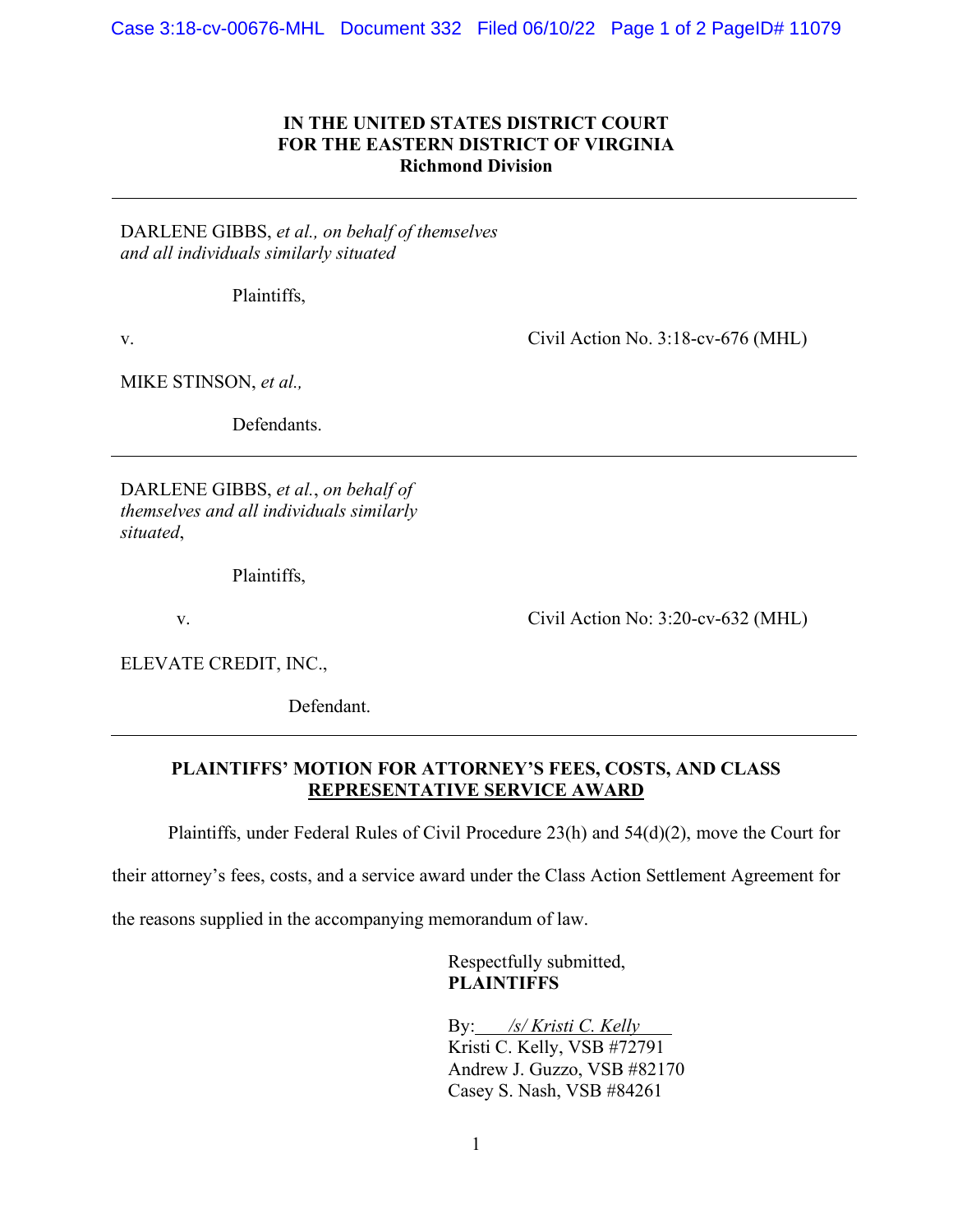**IN THE UNITED STATES DISTRICT COURT**
**FOR THE EASTERN DISTRICT OF VIRGINIA**
**Richmond Division**

---

DARLENE GIBBS, *et al., on behalf of themselves and all individuals similarly situated*

Plaintiffs,

v. Civil Action No. 3:18-cv-676 (MHL)

MIKE STINSON, *et al.,*

Defendants.

---

DARLENE GIBBS, *et al.*, *on behalf of themselves and all individuals similarly situated*,

Plaintiffs,

v. Civil Action No: 3:20-cv-632 (MHL)

ELEVATE CREDIT, INC.,

Defendant.

---

**PLAINTIFFS' MOTION FOR ATTORNEY'S FEES, COSTS, AND CLASS REPRESENTATIVE SERVICE AWARD**

Plaintiffs, under Federal Rules of Civil Procedure 23(h) and 54(d)(2), move the Court for their attorney's fees, costs, and a service award under the Class Action Settlement Agreement for the reasons supplied in the accompanying memorandum of law.

Respectfully submitted,
**PLAINTIFFS**

By: */s/ Kristi C. Kelly*
Kristi C. Kelly, VSB #72791
Andrew J. Guzzo, VSB #82170
Casey S. Nash, VSB #84261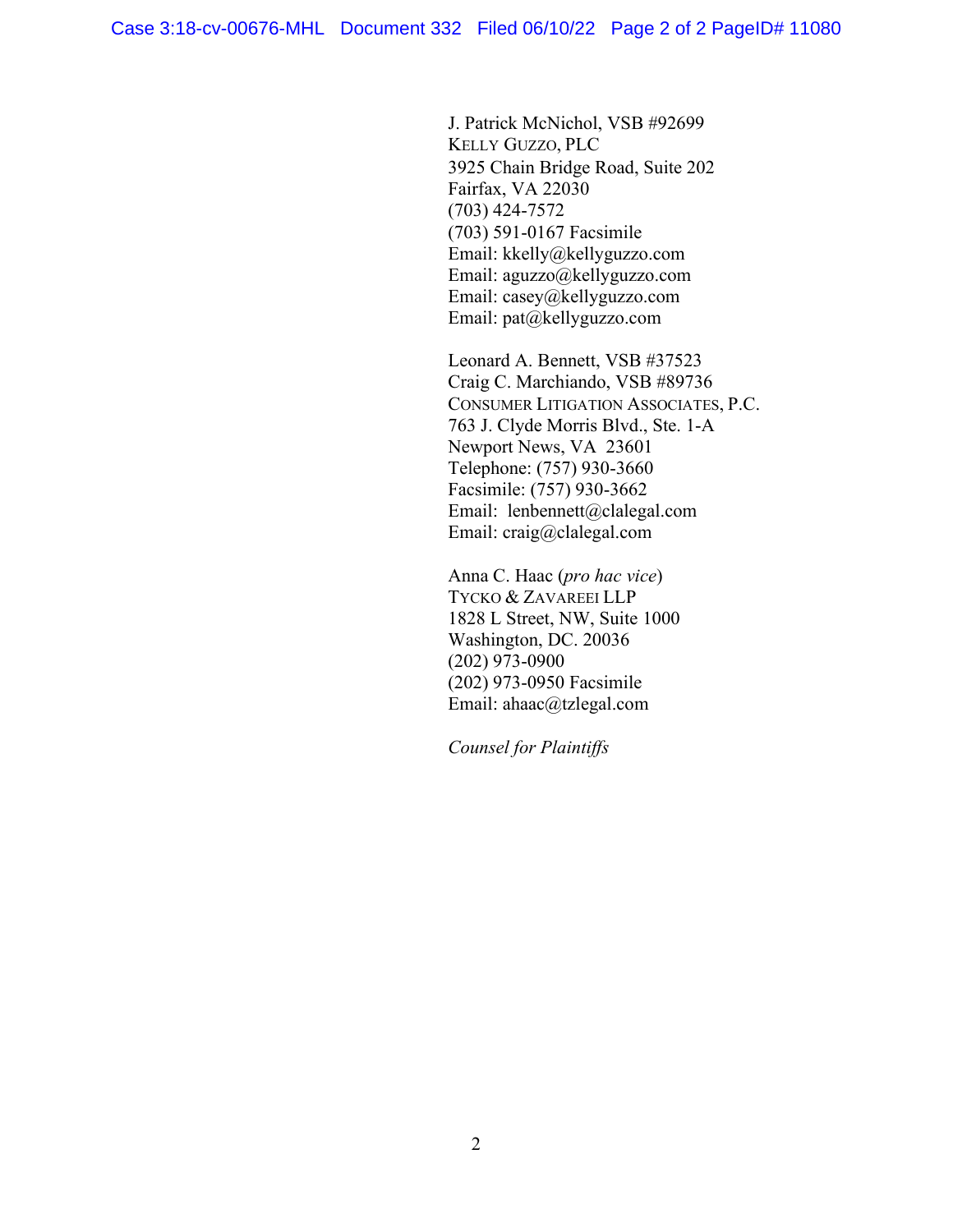J. Patrick McNichol, VSB #92699
KELLY GUZZO, PLC
3925 Chain Bridge Road, Suite 202
Fairfax, VA 22030
(703) 424-7572
(703) 591-0167 Facsimile
Email: kkelly@kellyguzzo.com
Email: aguzzo@kellyguzzo.com
Email: casey@kellyguzzo.com
Email: pat@kellyguzzo.com

Leonard A. Bennett, VSB #37523
Craig C. Marchiando, VSB #89736
CONSUMER LITIGATION ASSOCIATES, P.C.
763 J. Clyde Morris Blvd., Ste. 1-A
Newport News, VA 23601
Telephone: (757) 930-3660
Facsimile: (757) 930-3662
Email: lenbennett@clalegal.com
Email: craig@clalegal.com

Anna C. Haac (*pro hac vice*)
TYCKO & ZAVAREEI LLP
1828 L Street, NW, Suite 1000
Washington, DC. 20036
(202) 973-0900
(202) 973-0950 Facsimile
Email: ahaac@tzlegal.com

*Counsel for Plaintiffs*